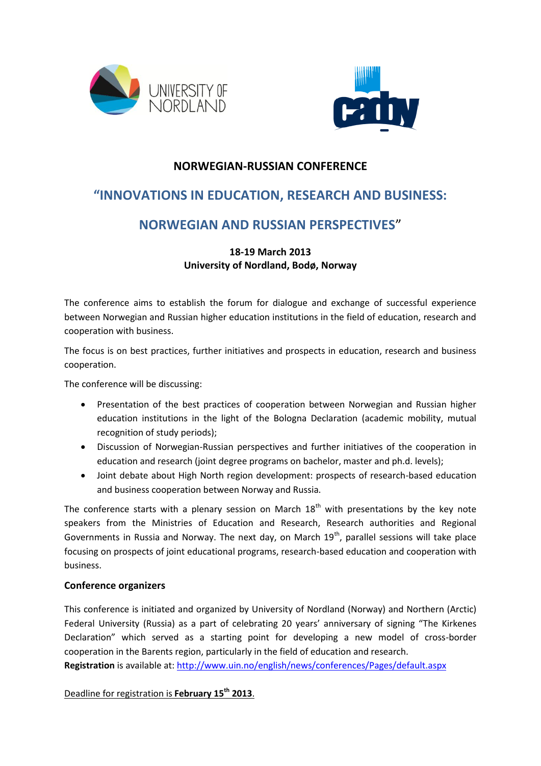# NORWEGIAN-RUSSIAN CONFERENCE

## "INNOVATIONS IN EDUCATION, RESEARCH AND BUSINESS:

## NORWEGIAN AND RUSSIAN PERSPECTIVES"

**18-19 March 2013**
**University of Nordland, Bodø, Norway**

The conference aims to establish the forum for dialogue and exchange of successful experience between Norwegian and Russian higher education institutions in the field of education, research and cooperation with business.

The focus is on best practices, further initiatives and prospects in education, research and business cooperation.

The conference will be discussing:

- Presentation of the best practices of cooperation between Norwegian and Russian higher education institutions in the light of the Bologna Declaration (academic mobility, mutual recognition of study periods);
- Discussion of Norwegian-Russian perspectives and further initiatives of the cooperation in education and research (joint degree programs on bachelor, master and ph.d. levels);
- Joint debate about High North region development: prospects of research-based education and business cooperation between Norway and Russia.

The conference starts with a plenary session on March 18th with presentations by the key note speakers from the Ministries of Education and Research, Research authorities and Regional Governments in Russia and Norway. The next day, on March 19th, parallel sessions will take place focusing on prospects of joint educational programs, research-based education and cooperation with business.

### Conference organizers

This conference is initiated and organized by University of Nordland (Norway) and Northern (Arctic) Federal University (Russia) as a part of celebrating 20 years' anniversary of signing "The Kirkenes Declaration" which served as a starting point for developing a new model of cross-border cooperation in the Barents region, particularly in the field of education and research.
**Registration** is available at: http://www.uin.no/english/news/conferences/Pages/default.aspx

Deadline for registration is **February 15th 2013**.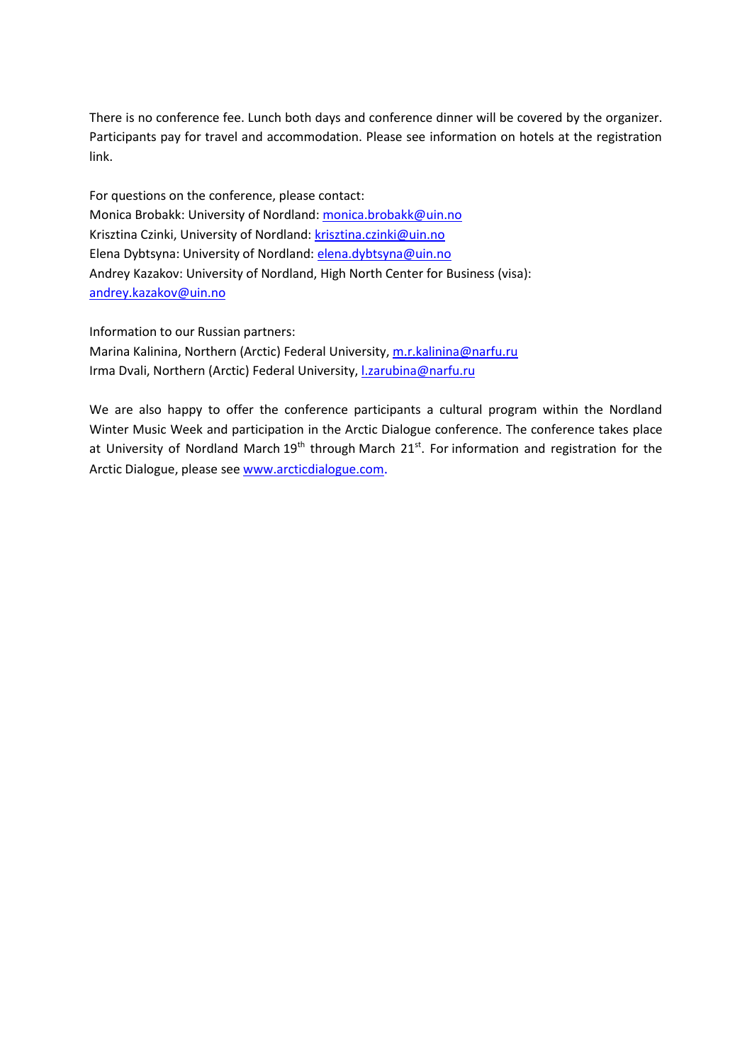There is no conference fee. Lunch both days and conference dinner will be covered by the organizer. Participants pay for travel and accommodation. Please see information on hotels at the registration link.

For questions on the conference, please contact:
Monica Brobakk: University of Nordland: monica.brobakk@uin.no
Krisztina Czinki, University of Nordland: krisztina.czinki@uin.no
Elena Dybtsyna: University of Nordland: elena.dybtsyna@uin.no
Andrey Kazakov: University of Nordland, High North Center for Business (visa): andrey.kazakov@uin.no

Information to our Russian partners:
Marina Kalinina, Northern (Arctic) Federal University, m.r.kalinina@narfu.ru
Irma Dvali, Northern (Arctic) Federal University, l.zarubina@narfu.ru

We are also happy to offer the conference participants a cultural program within the Nordland Winter Music Week and participation in the Arctic Dialogue conference. The conference takes place at University of Nordland March 19th through March 21st. For information and registration for the Arctic Dialogue, please see www.arcticdialogue.com.